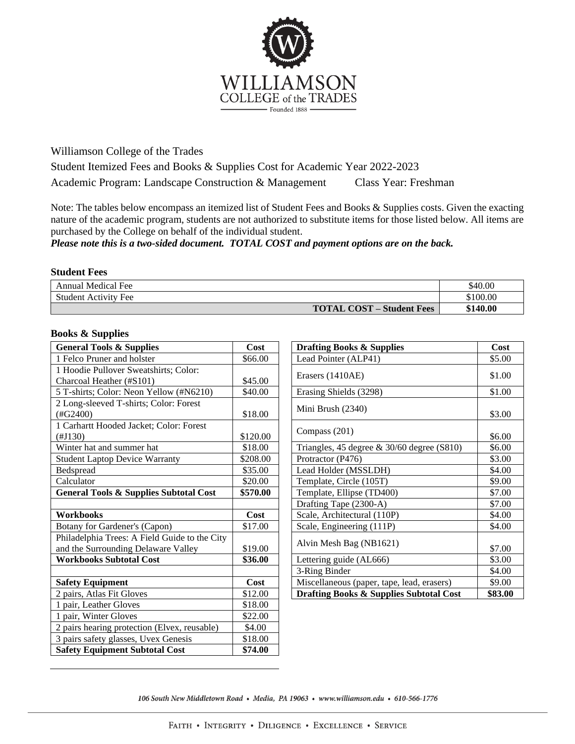WILLIAMSON
COLLEGE of the TRADES
Founded 1888

Williamson College of the Trades

Student Itemized Fees and Books & Supplies Cost for Academic Year 2022-2023

Academic Program: Landscape Construction & Management    Class Year: Freshman

Note: The tables below encompass an itemized list of Student Fees and Books & Supplies costs. Given the exacting nature of the academic program, students are not authorized to substitute items for those listed below. All items are purchased by the College on behalf of the individual student.

***Please note this is a two-sided document. TOTAL COST and payment options are on the back.***

**Student Fees**

| | |
|---|---|
| Annual Medical Fee | $40.00 |
| Student Activity Fee | $100.00 |
| **TOTAL COST – Student Fees** | **$140.00** |

**Books & Supplies**

| General Tools & Supplies | Cost |
|---|---|
| 1 Felco Pruner and holster | $66.00 |
| 1 Hoodie Pullover Sweatshirts; Color: Charcoal Heather (#S101) | $45.00 |
| 5 T-shirts; Color: Neon Yellow (#N6210) | $40.00 |
| 2 Long-sleeved T-shirts; Color: Forest (#G2400) | $18.00 |
| 1 Carhartt Hooded Jacket; Color: Forest (#J130) | $120.00 |
| Winter hat and summer hat | $18.00 |
| Student Laptop Device Warranty | $208.00 |
| Bedspread | $35.00 |
| Calculator | $20.00 |
| **General Tools & Supplies Subtotal Cost** | **$570.00** |

| Workbooks | Cost |
|---|---|
| Botany for Gardener's (Capon) | $17.00 |
| Philadelphia Trees: A Field Guide to the City and the Surrounding Delaware Valley | $19.00 |
| **Workbooks Subtotal Cost** | **$36.00** |

| Safety Equipment | Cost |
|---|---|
| 2 pairs, Atlas Fit Gloves | $12.00 |
| 1 pair, Leather Gloves | $18.00 |
| 1 pair, Winter Gloves | $22.00 |
| 2 pairs hearing protection (Elvex, reusable) | $4.00 |
| 3 pairs safety glasses, Uvex Genesis | $18.00 |
| **Safety Equipment Subtotal Cost** | **$74.00** |

| Drafting Books & Supplies | Cost |
|---|---|
| Lead Pointer (ALP41) | $5.00 |
| Erasers (1410AE) | $1.00 |
| Erasing Shields (3298) | $1.00 |
| Mini Brush (2340) | $3.00 |
| Compass (201) | $6.00 |
| Triangles, 45 degree & 30/60 degree (S810) | $6.00 |
| Protractor (P476) | $3.00 |
| Lead Holder (MSSLDH) | $4.00 |
| Template, Circle (105T) | $9.00 |
| Template, Ellipse (TD400) | $7.00 |
| Drafting Tape (2300-A) | $7.00 |
| Scale, Architectural (110P) | $4.00 |
| Scale, Engineering (111P) | $4.00 |
| Alvin Mesh Bag (NB1621) | $7.00 |
| Lettering guide (AL666) | $3.00 |
| 3-Ring Binder | $4.00 |
| Miscellaneous (paper, tape, lead, erasers) | $9.00 |
| **Drafting Books & Supplies Subtotal Cost** | **$83.00** |

*106 South New Middletown Road • Media, PA 19063 • www.williamson.edu • 610-566-1776*

FAITH • INTEGRITY • DILIGENCE • EXCELLENCE • SERVICE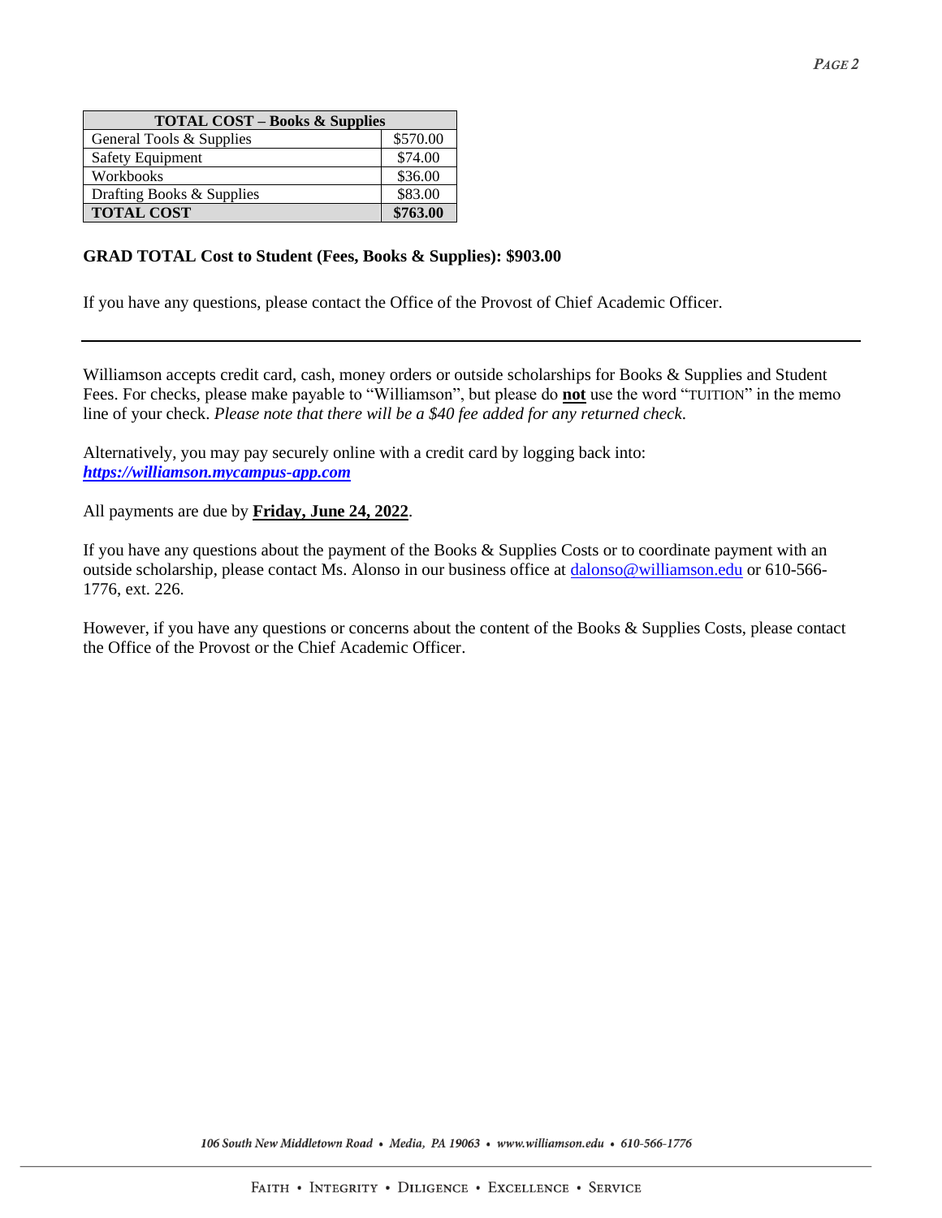| TOTAL COST – Books & Supplies | |
|---|---|
| General Tools & Supplies | $570.00 |
| Safety Equipment | $74.00 |
| Workbooks | $36.00 |
| Drafting Books & Supplies | $83.00 |
| **TOTAL COST** | **$763.00** |

**GRAD TOTAL Cost to Student (Fees, Books & Supplies): $903.00**

If you have any questions, please contact the Office of the Provost of Chief Academic Officer.

---

Williamson accepts credit card, cash, money orders or outside scholarships for Books & Supplies and Student Fees. For checks, please make payable to "Williamson", but please do **not** use the word "TUITION" in the memo line of your check. *Please note that there will be a $40 fee added for any returned check.*

Alternatively, you may pay securely online with a credit card by logging back into: ***https://williamson.mycampus-app.com***

All payments are due by **Friday, June 24, 2022**.

If you have any questions about the payment of the Books & Supplies Costs or to coordinate payment with an outside scholarship, please contact Ms. Alonso in our business office at dalonso@williamson.edu or 610-566-1776, ext. 226.

However, if you have any questions or concerns about the content of the Books & Supplies Costs, please contact the Office of the Provost or the Chief Academic Officer.